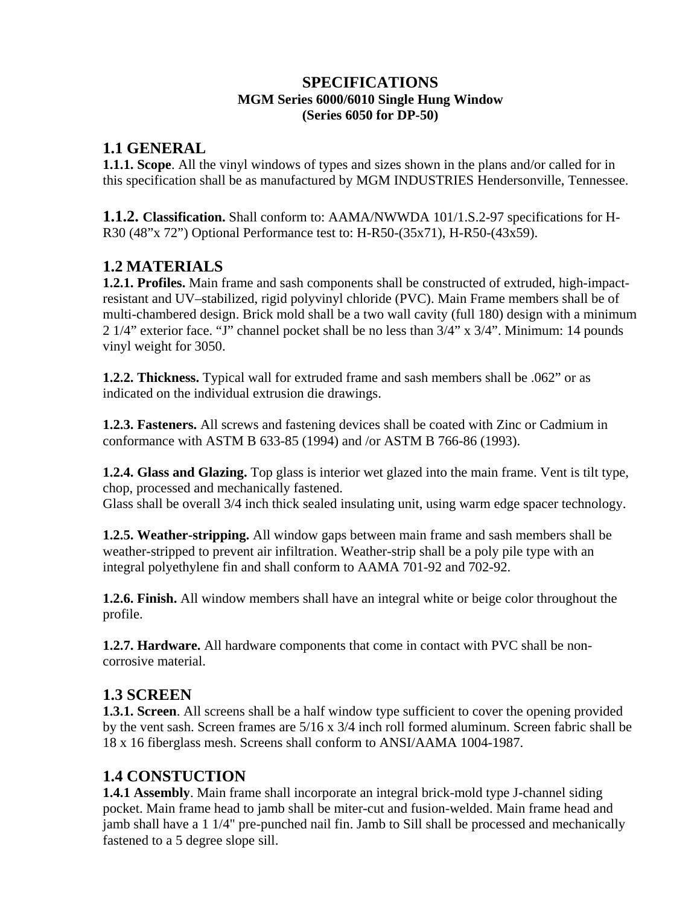# SPECIFICATIONS

### MGM Series 6000/6010 Single Hung Window
### (Series 6050 for DP-50)

## 1.1 GENERAL

**1.1.1. Scope**. All the vinyl windows of types and sizes shown in the plans and/or called for in this specification shall be as manufactured by MGM INDUSTRIES Hendersonville, Tennessee.

**1.1.2. Classification.** Shall conform to: AAMA/NWWDA 101/1.S.2-97 specifications for H-R30 (48"x 72") Optional Performance test to: H-R50-(35x71), H-R50-(43x59).

## 1.2 MATERIALS

**1.2.1. Profiles.** Main frame and sash components shall be constructed of extruded, high-impact-resistant and UV–stabilized, rigid polyvinyl chloride (PVC). Main Frame members shall be of multi-chambered design. Brick mold shall be a two wall cavity (full 180) design with a minimum 2 1/4" exterior face. "J" channel pocket shall be no less than 3/4" x 3/4". Minimum: 14 pounds vinyl weight for 3050.

**1.2.2. Thickness.** Typical wall for extruded frame and sash members shall be .062" or as indicated on the individual extrusion die drawings.

**1.2.3. Fasteners.** All screws and fastening devices shall be coated with Zinc or Cadmium in conformance with ASTM B 633-85 (1994) and /or ASTM B 766-86 (1993).

**1.2.4. Glass and Glazing.** Top glass is interior wet glazed into the main frame. Vent is tilt type, chop, processed and mechanically fastened.
Glass shall be overall 3/4 inch thick sealed insulating unit, using warm edge spacer technology.

**1.2.5. Weather-stripping.** All window gaps between main frame and sash members shall be weather-stripped to prevent air infiltration. Weather-strip shall be a poly pile type with an integral polyethylene fin and shall conform to AAMA 701-92 and 702-92.

**1.2.6. Finish.** All window members shall have an integral white or beige color throughout the profile.

**1.2.7. Hardware.** All hardware components that come in contact with PVC shall be non-corrosive material.

## 1.3 SCREEN

**1.3.1. Screen**. All screens shall be a half window type sufficient to cover the opening provided by the vent sash. Screen frames are 5/16 x 3/4 inch roll formed aluminum. Screen fabric shall be 18 x 16 fiberglass mesh. Screens shall conform to ANSI/AAMA 1004-1987.

## 1.4 CONSTUCTION

**1.4.1 Assembly**. Main frame shall incorporate an integral brick-mold type J-channel siding pocket. Main frame head to jamb shall be miter-cut and fusion-welded. Main frame head and jamb shall have a 1 1/4" pre-punched nail fin. Jamb to Sill shall be processed and mechanically fastened to a 5 degree slope sill.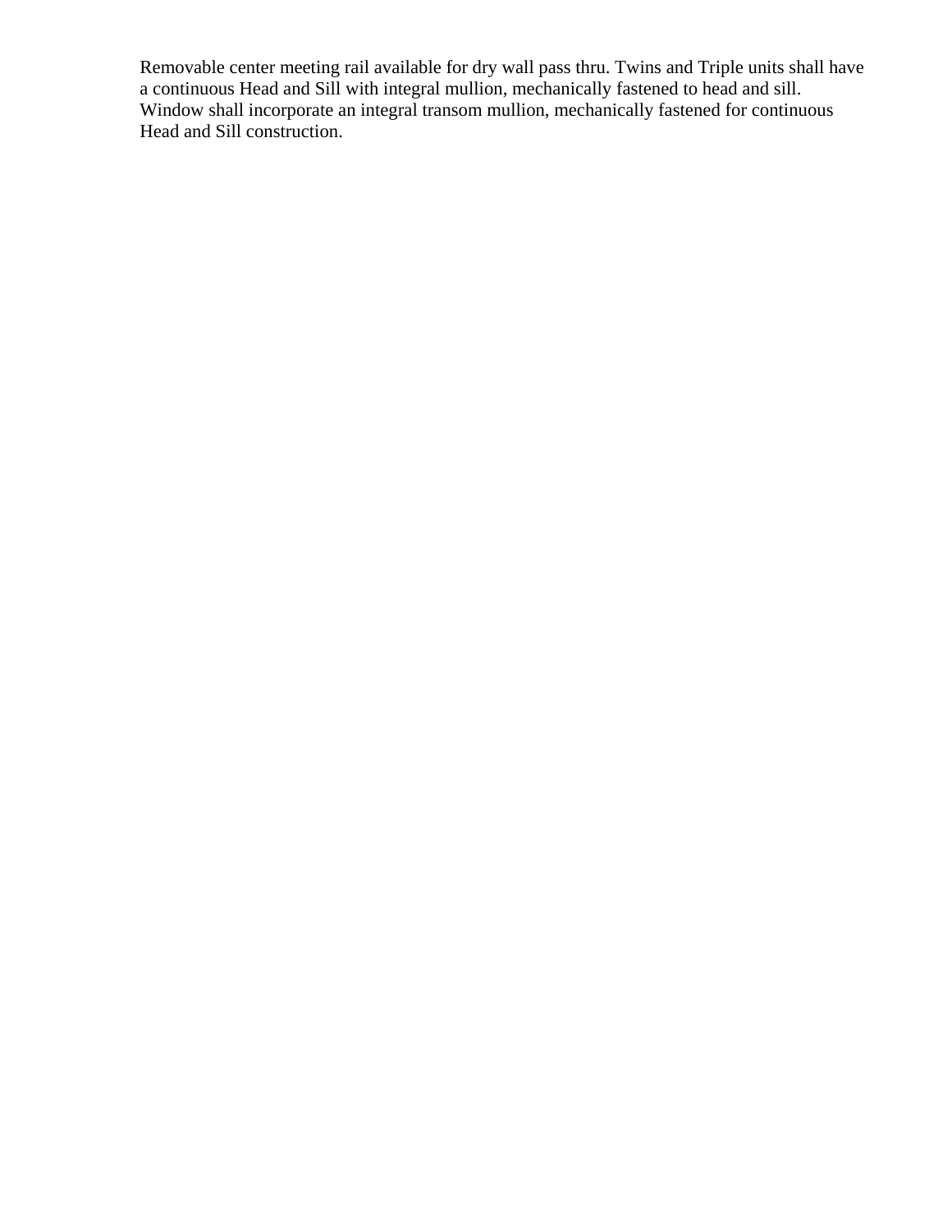Removable center meeting rail available for dry wall pass thru. Twins and Triple units shall have a continuous Head and Sill with integral mullion, mechanically fastened to head and sill. Window shall incorporate an integral transom mullion, mechanically fastened for continuous Head and Sill construction.